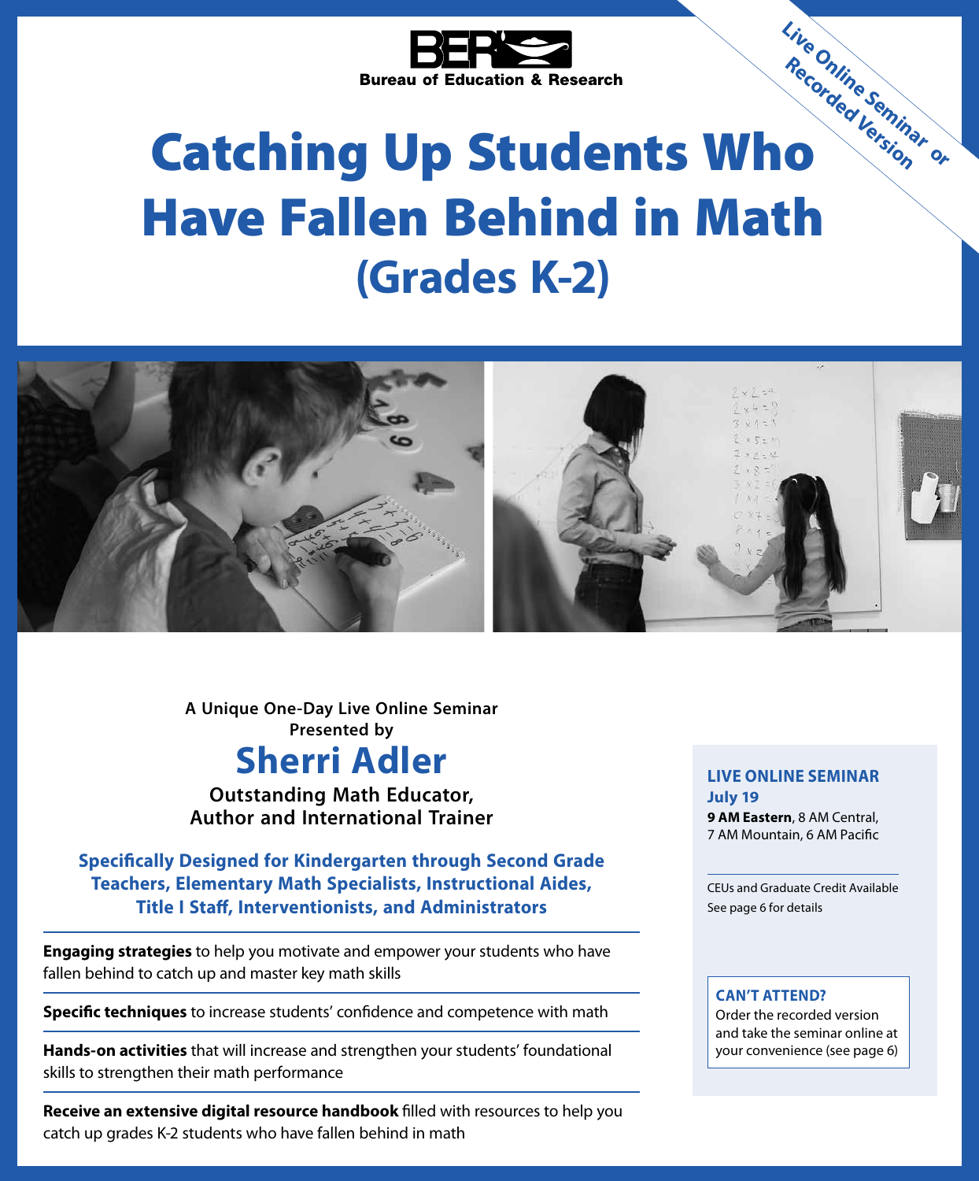BER Bureau of Education & Research

Live Online Seminar or Recorded Version

# Catching Up Students Who Have Fallen Behind in Math

## (Grades K-2)

**A Unique One-Day Live Online Seminar Presented by**

## Sherri Adler

**Outstanding Math Educator, Author and International Trainer**

**Specifically Designed for Kindergarten through Second Grade Teachers, Elementary Math Specialists, Instructional Aides, Title I Staff, Interventionists, and Administrators**

**Engaging strategies** to help you motivate and empower your students who have fallen behind to catch up and master key math skills

**Specific techniques** to increase students' confidence and competence with math

**Hands-on activities** that will increase and strengthen your students' foundational skills to strengthen their math performance

**Receive an extensive digital resource handbook** filled with resources to help you catch up grades K-2 students who have fallen behind in math

**LIVE ONLINE SEMINAR**
**July 19**
**9 AM Eastern**, 8 AM Central, 7 AM Mountain, 6 AM Pacific

CEUs and Graduate Credit Available
See page 6 for details

**CAN'T ATTEND?**
Order the recorded version and take the seminar online at your convenience (see page 6)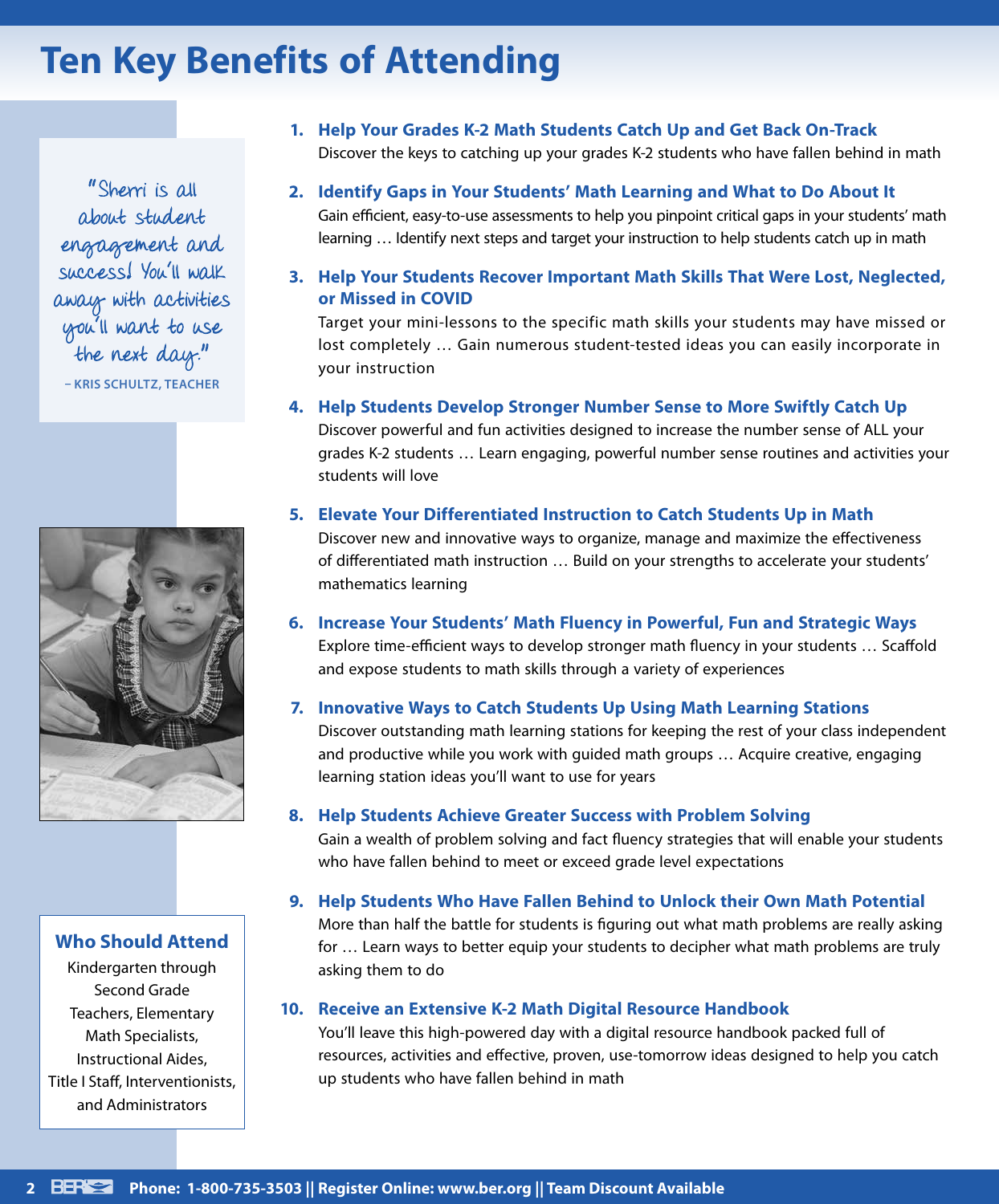# Ten Key Benefits of Attending

"Sherri is all about student engagement and success! You'll walk away with activities you'll want to use the next day."

– KRIS SCHULTZ, TEACHER

1. **Help Your Grades K-2 Math Students Catch Up and Get Back On-Track**
   Discover the keys to catching up your grades K-2 students who have fallen behind in math

2. **Identify Gaps in Your Students' Math Learning and What to Do About It**
   Gain efficient, easy-to-use assessments to help you pinpoint critical gaps in your students' math learning … Identify next steps and target your instruction to help students catch up in math

3. **Help Your Students Recover Important Math Skills That Were Lost, Neglected, or Missed in COVID**
   Target your mini-lessons to the specific math skills your students may have missed or lost completely … Gain numerous student-tested ideas you can easily incorporate in your instruction

4. **Help Students Develop Stronger Number Sense to More Swiftly Catch Up**
   Discover powerful and fun activities designed to increase the number sense of ALL your grades K-2 students … Learn engaging, powerful number sense routines and activities your students will love

5. **Elevate Your Differentiated Instruction to Catch Students Up in Math**
   Discover new and innovative ways to organize, manage and maximize the effectiveness of differentiated math instruction … Build on your strengths to accelerate your students' mathematics learning

6. **Increase Your Students' Math Fluency in Powerful, Fun and Strategic Ways**
   Explore time-efficient ways to develop stronger math fluency in your students … Scaffold and expose students to math skills through a variety of experiences

7. **Innovative Ways to Catch Students Up Using Math Learning Stations**
   Discover outstanding math learning stations for keeping the rest of your class independent and productive while you work with guided math groups … Acquire creative, engaging learning station ideas you'll want to use for years

8. **Help Students Achieve Greater Success with Problem Solving**
   Gain a wealth of problem solving and fact fluency strategies that will enable your students who have fallen behind to meet or exceed grade level expectations

9. **Help Students Who Have Fallen Behind to Unlock their Own Math Potential**
   More than half the battle for students is figuring out what math problems are really asking for … Learn ways to better equip your students to decipher what math problems are truly asking them to do

10. **Receive an Extensive K-2 Math Digital Resource Handbook**
    You'll leave this high-powered day with a digital resource handbook packed full of resources, activities and effective, proven, use-tomorrow ideas designed to help you catch up students who have fallen behind in math

## Who Should Attend

Kindergarten through Second Grade Teachers, Elementary Math Specialists, Instructional Aides, Title I Staff, Interventionists, and Administrators

Phone: 1-800-735-3503 || Register Online: www.ber.org || Team Discount Available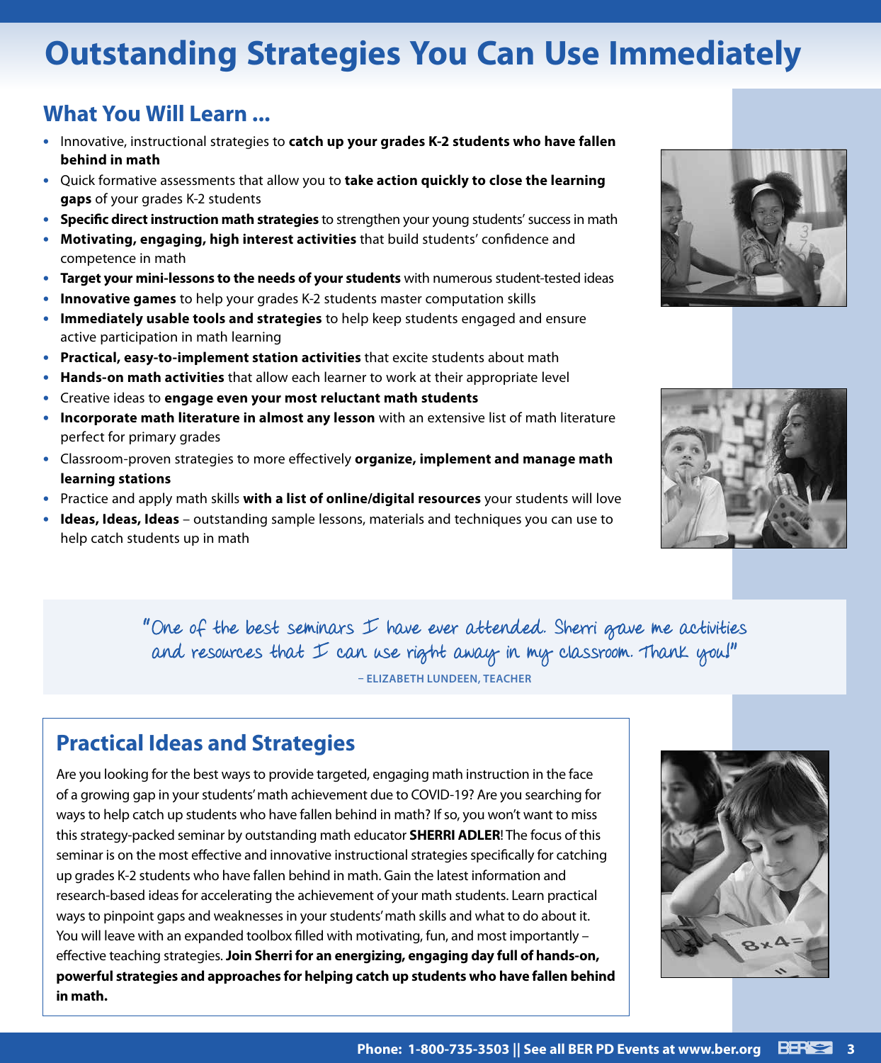# Outstanding Strategies You Can Use Immediately

## What You Will Learn ...

- Innovative, instructional strategies to **catch up your grades K-2 students who have fallen behind in math**
- Quick formative assessments that allow you to **take action quickly to close the learning gaps** of your grades K-2 students
- **Specific direct instruction math strategies** to strengthen your young students' success in math
- **Motivating, engaging, high interest activities** that build students' confidence and competence in math
- **Target your mini-lessons to the needs of your students** with numerous student-tested ideas
- **Innovative games** to help your grades K-2 students master computation skills
- **Immediately usable tools and strategies** to help keep students engaged and ensure active participation in math learning
- **Practical, easy-to-implement station activities** that excite students about math
- **Hands-on math activities** that allow each learner to work at their appropriate level
- Creative ideas to **engage even your most reluctant math students**
- **Incorporate math literature in almost any lesson** with an extensive list of math literature perfect for primary grades
- Classroom-proven strategies to more effectively **organize, implement and manage math learning stations**
- Practice and apply math skills **with a list of online/digital resources** your students will love
- **Ideas, Ideas, Ideas** – outstanding sample lessons, materials and techniques you can use to help catch students up in math

"One of the best seminars I have ever attended. Sherri gave me activities and resources that I can use right away in my classroom. Thank you!"

– ELIZABETH LUNDEEN, TEACHER

## Practical Ideas and Strategies

Are you looking for the best ways to provide targeted, engaging math instruction in the face of a growing gap in your students' math achievement due to COVID-19? Are you searching for ways to help catch up students who have fallen behind in math? If so, you won't want to miss this strategy-packed seminar by outstanding math educator **SHERRI ADLER**! The focus of this seminar is on the most effective and innovative instructional strategies specifically for catching up grades K-2 students who have fallen behind in math. Gain the latest information and research-based ideas for accelerating the achievement of your math students. Learn practical ways to pinpoint gaps and weaknesses in your students' math skills and what to do about it. You will leave with an expanded toolbox filled with motivating, fun, and most importantly – effective teaching strategies. **Join Sherri for an energizing, engaging day full of hands-on, powerful strategies and approaches for helping catch up students who have fallen behind in math.**

Phone: 1-800-735-3503 || See all BER PD Events at www.ber.org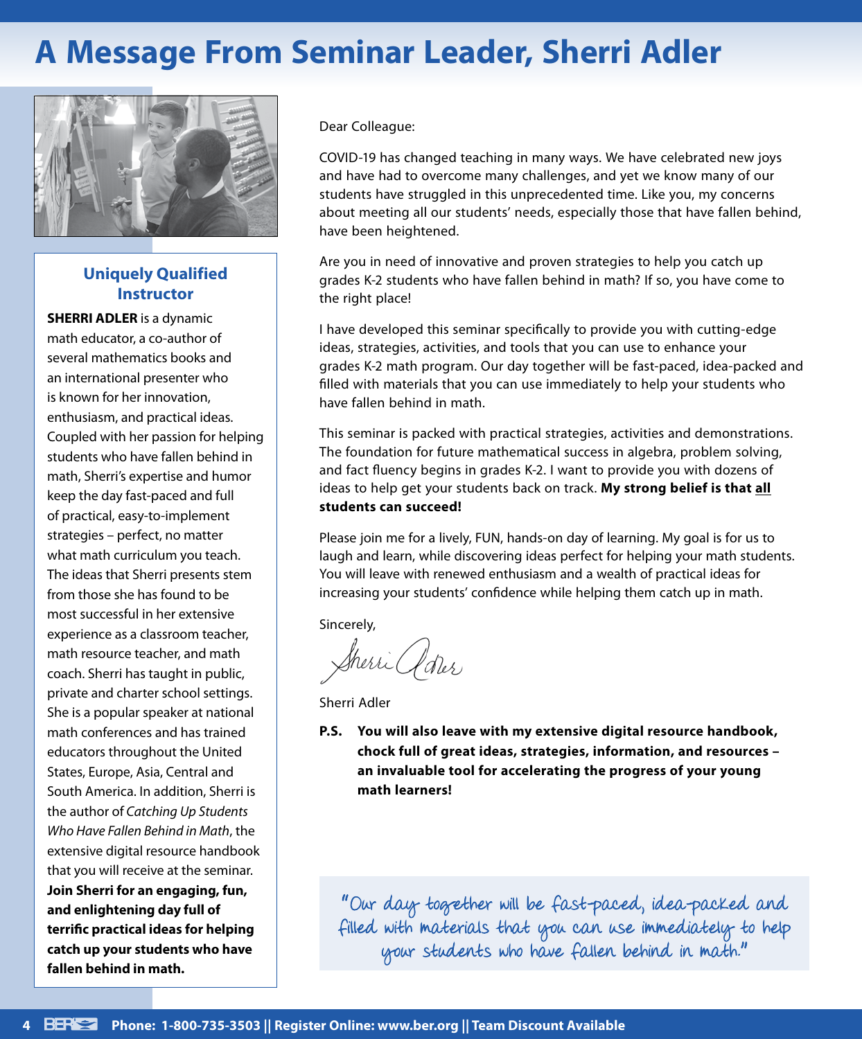# A Message From Seminar Leader, Sherri Adler

### Uniquely Qualified Instructor

**SHERRI ADLER** is a dynamic math educator, a co-author of several mathematics books and an international presenter who is known for her innovation, enthusiasm, and practical ideas. Coupled with her passion for helping students who have fallen behind in math, Sherri's expertise and humor keep the day fast-paced and full of practical, easy-to-implement strategies – perfect, no matter what math curriculum you teach. The ideas that Sherri presents stem from those she has found to be most successful in her extensive experience as a classroom teacher, math resource teacher, and math coach. Sherri has taught in public, private and charter school settings. She is a popular speaker at national math conferences and has trained educators throughout the United States, Europe, Asia, Central and South America. In addition, Sherri is the author of *Catching Up Students Who Have Fallen Behind in Math*, the extensive digital resource handbook that you will receive at the seminar. **Join Sherri for an engaging, fun, and enlightening day full of terrific practical ideas for helping catch up your students who have fallen behind in math.**

Dear Colleague:

COVID-19 has changed teaching in many ways. We have celebrated new joys and have had to overcome many challenges, and yet we know many of our students have struggled in this unprecedented time. Like you, my concerns about meeting all our students' needs, especially those that have fallen behind, have been heightened.

Are you in need of innovative and proven strategies to help you catch up grades K-2 students who have fallen behind in math? If so, you have come to the right place!

I have developed this seminar specifically to provide you with cutting-edge ideas, strategies, activities, and tools that you can use to enhance your grades K-2 math program. Our day together will be fast-paced, idea-packed and filled with materials that you can use immediately to help your students who have fallen behind in math.

This seminar is packed with practical strategies, activities and demonstrations. The foundation for future mathematical success in algebra, problem solving, and fact fluency begins in grades K-2. I want to provide you with dozens of ideas to help get your students back on track. **My strong belief is that all students can succeed!**

Please join me for a lively, FUN, hands-on day of learning. My goal is for us to laugh and learn, while discovering ideas perfect for helping your math students. You will leave with renewed enthusiasm and a wealth of practical ideas for increasing your students' confidence while helping them catch up in math.

Sincerely,

Sherri Adler

Sherri Adler

**P.S. You will also leave with my extensive digital resource handbook, chock full of great ideas, strategies, information, and resources – an invaluable tool for accelerating the progress of your young math learners!**

"Our day together will be fast-paced, idea-packed and filled with materials that you can use immediately to help your students who have fallen behind in math."

**Phone: 1-800-735-3503 || Register Online: www.ber.org || Team Discount Available**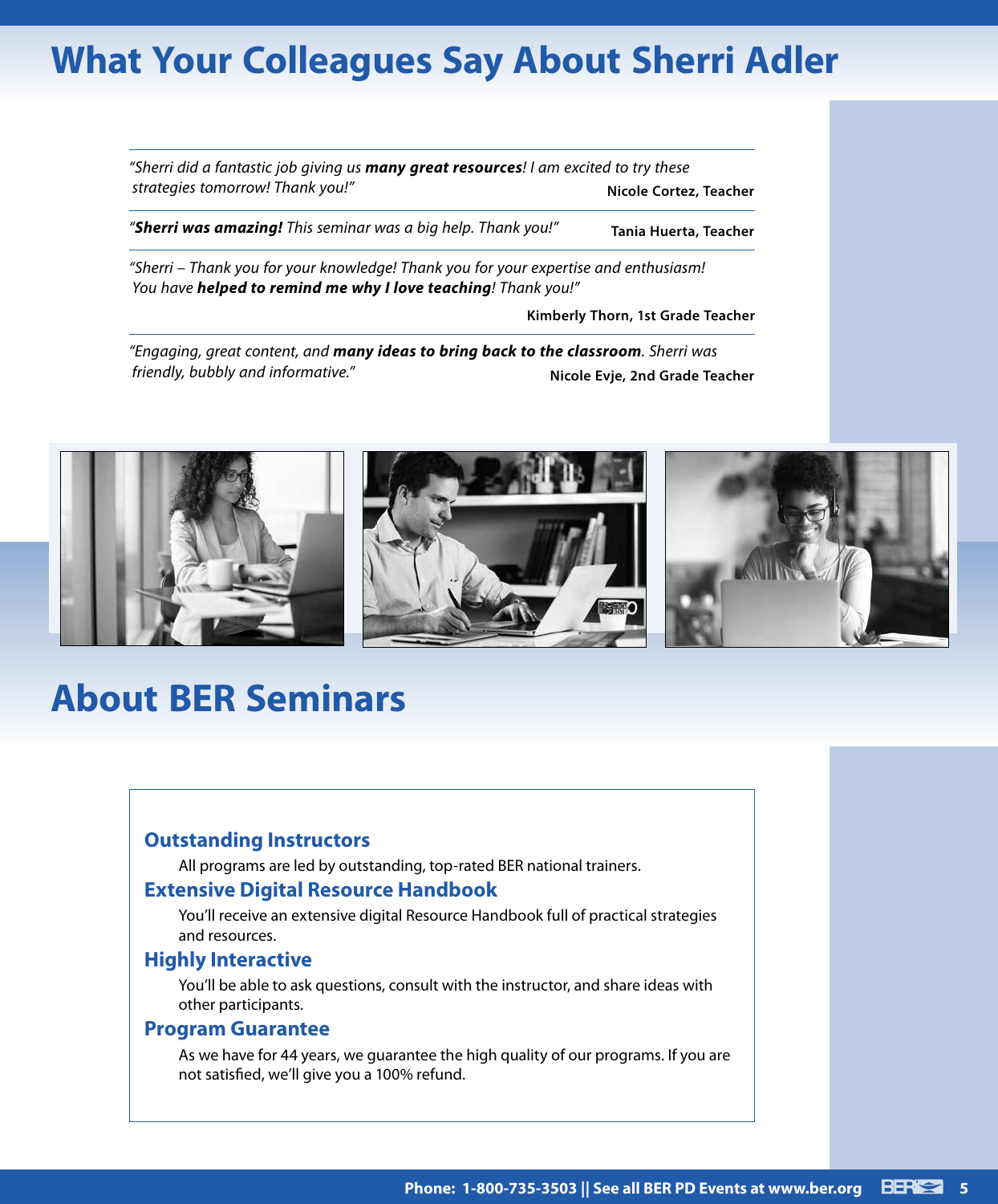# What Your Colleagues Say About Sherri Adler

*"Sherri did a fantastic job giving us **many great resources**! I am excited to try these strategies tomorrow! Thank you!"*

**Nicole Cortez, Teacher**

---

*"**Sherri was amazing!** This seminar was a big help. Thank you!"*

**Tania Huerta, Teacher**

---

*"Sherri – Thank you for your knowledge! Thank you for your expertise and enthusiasm! You have **helped to remind me why I love teaching**! Thank you!"*

**Kimberly Thorn, 1st Grade Teacher**

---

*"Engaging, great content, and **many ideas to bring back to the classroom**. Sherri was friendly, bubbly and informative."*

**Nicole Evje, 2nd Grade Teacher**

# About BER Seminars

### Outstanding Instructors

All programs are led by outstanding, top-rated BER national trainers.

### Extensive Digital Resource Handbook

You'll receive an extensive digital Resource Handbook full of practical strategies and resources.

### Highly Interactive

You'll be able to ask questions, consult with the instructor, and share ideas with other participants.

### Program Guarantee

As we have for 44 years, we guarantee the high quality of our programs. If you are not satisfied, we'll give you a 100% refund.

**Phone: 1-800-735-3503 || See all BER PD Events at www.ber.org**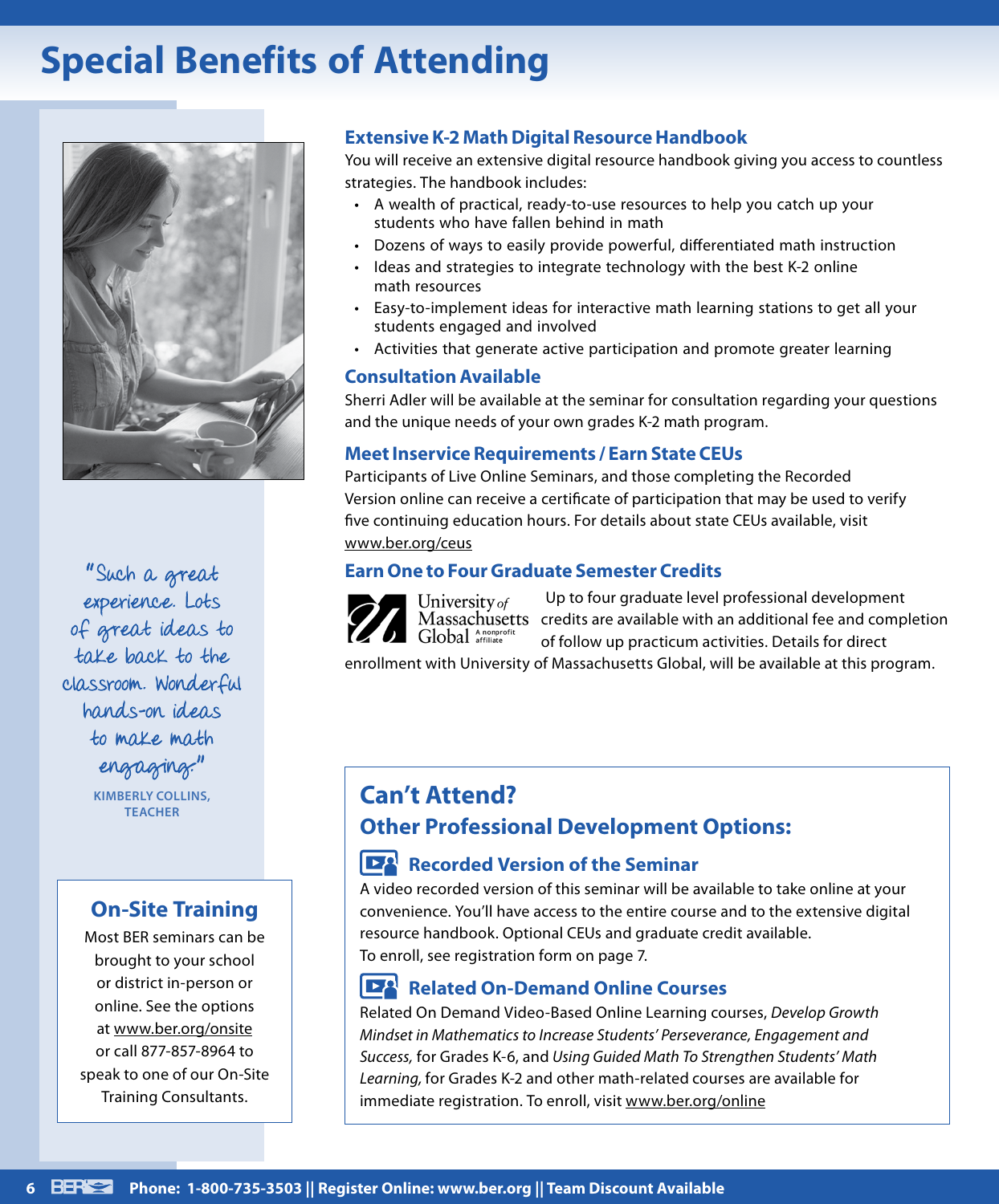# Special Benefits of Attending

"Such a great experience. Lots of great ideas to take back to the classroom. Wonderful hands-on ideas to make math engaging."

**KIMBERLY COLLINS, TEACHER**

## On-Site Training

Most BER seminars can be brought to your school or district in-person or online. See the options at www.ber.org/onsite or call 877-857-8964 to speak to one of our On-Site Training Consultants.

## Extensive K-2 Math Digital Resource Handbook

You will receive an extensive digital resource handbook giving you access to countless strategies. The handbook includes:

- A wealth of practical, ready-to-use resources to help you catch up your students who have fallen behind in math
- Dozens of ways to easily provide powerful, differentiated math instruction
- Ideas and strategies to integrate technology with the best K-2 online math resources
- Easy-to-implement ideas for interactive math learning stations to get all your students engaged and involved
- Activities that generate active participation and promote greater learning

## Consultation Available

Sherri Adler will be available at the seminar for consultation regarding your questions and the unique needs of your own grades K-2 math program.

## Meet Inservice Requirements / Earn State CEUs

Participants of Live Online Seminars, and those completing the Recorded Version online can receive a certificate of participation that may be used to verify five continuing education hours. For details about state CEUs available, visit www.ber.org/ceus

## Earn One to Four Graduate Semester Credits

University of Massachusetts Global — A nonprofit affiliate

Up to four graduate level professional development credits are available with an additional fee and completion of follow up practicum activities. Details for direct enrollment with University of Massachusetts Global, will be available at this program.

## Can't Attend?

## Other Professional Development Options:

### Recorded Version of the Seminar

A video recorded version of this seminar will be available to take online at your convenience. You'll have access to the entire course and to the extensive digital resource handbook. Optional CEUs and graduate credit available.
To enroll, see registration form on page 7.

### Related On-Demand Online Courses

Related On Demand Video-Based Online Learning courses, *Develop Growth Mindset in Mathematics to Increase Students' Perseverance, Engagement and Success,* for Grades K-6, and *Using Guided Math To Strengthen Students' Math Learning,* for Grades K-2 and other math-related courses are available for immediate registration. To enroll, visit www.ber.org/online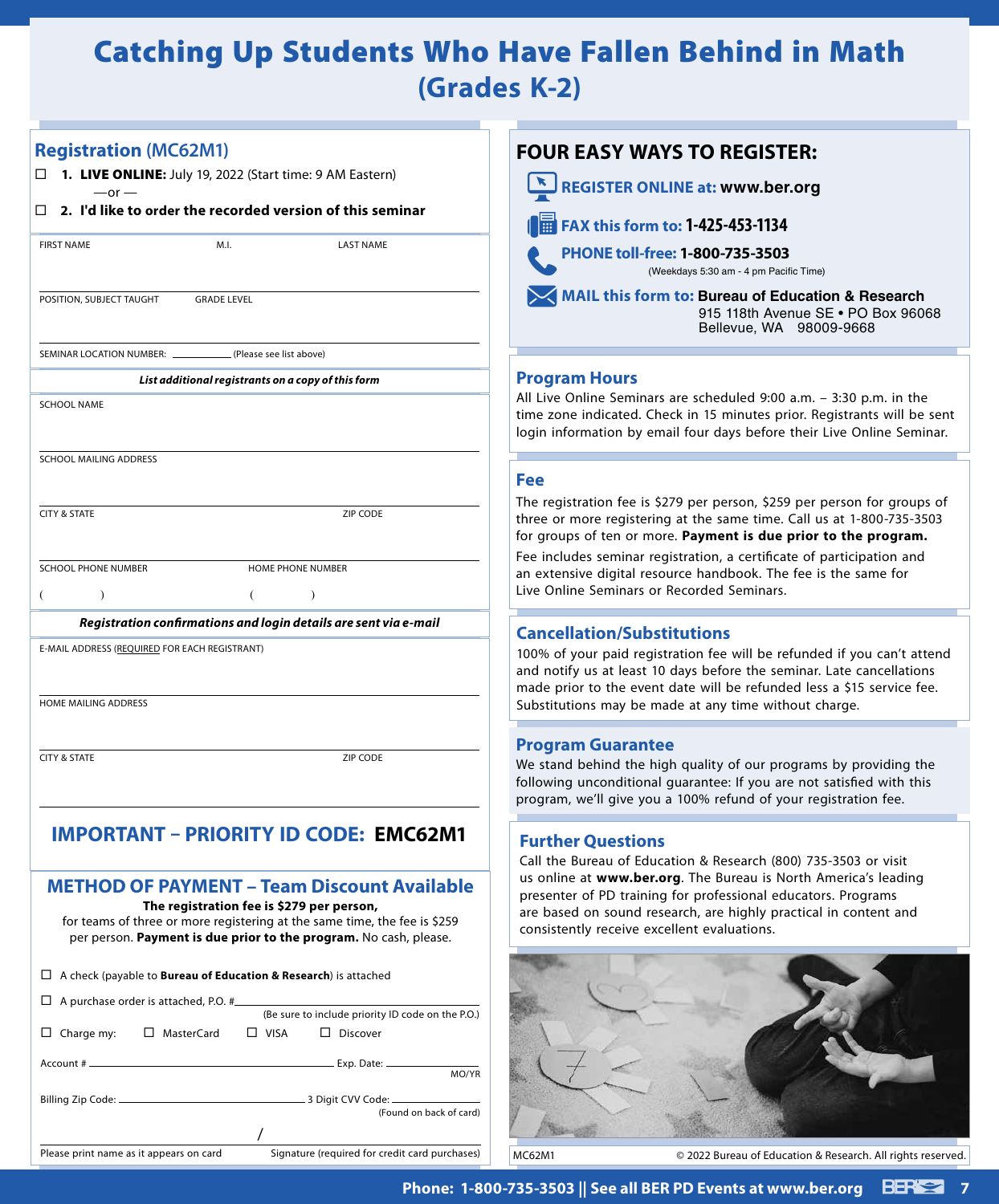# Catching Up Students Who Have Fallen Behind in Math (Grades K-2)

## Registration (MC62M1)

☐ **1. LIVE ONLINE:** July 19, 2022 (Start time: 9 AM Eastern)

—or —

☐ **2. I'd like to order the recorded version of this seminar**

FIRST NAME | M.I. | LAST NAME

POSITION, SUBJECT TAUGHT | GRADE LEVEL

SEMINAR LOCATION NUMBER: ____________ (Please see list above)

***List additional registrants on a copy of this form***

SCHOOL NAME

SCHOOL MAILING ADDRESS

CITY & STATE | ZIP CODE

SCHOOL PHONE NUMBER ( ) | HOME PHONE NUMBER ( )

***Registration confirmations and login details are sent via e-mail***

E-MAIL ADDRESS (REQUIRED FOR EACH REGISTRANT)

HOME MAILING ADDRESS

CITY & STATE | ZIP CODE

## IMPORTANT – PRIORITY ID CODE: EMC62M1

## METHOD OF PAYMENT – Team Discount Available

**The registration fee is $279 per person,** for teams of three or more registering at the same time, the fee is $259 per person. **Payment is due prior to the program.** No cash, please.

☐ A check (payable to **Bureau of Education & Research**) is attached

☐ A purchase order is attached, P.O. # ____________ (Be sure to include priority ID code on the P.O.)

☐ Charge my: ☐ MasterCard ☐ VISA ☐ Discover

Account # ____________ Exp. Date: ________ MO/YR

Billing Zip Code: ____________ 3 Digit CVV Code: ________ (Found on back of card)

Please print name as it appears on card / Signature (required for credit card purchases)

## FOUR EASY WAYS TO REGISTER:

**REGISTER ONLINE at: www.ber.org**

**FAX this form to: 1-425-453-1134**

**PHONE toll-free: 1-800-735-3503** (Weekdays 5:30 am - 4 pm Pacific Time)

**MAIL this form to: Bureau of Education & Research**
915 118th Avenue SE • PO Box 96068
Bellevue, WA 98009-9668

## Program Hours

All Live Online Seminars are scheduled 9:00 a.m. – 3:30 p.m. in the time zone indicated. Check in 15 minutes prior. Registrants will be sent login information by email four days before their Live Online Seminar.

## Fee

The registration fee is $279 per person, $259 per person for groups of three or more registering at the same time. Call us at 1-800-735-3503 for groups of ten or more. **Payment is due prior to the program.**

Fee includes seminar registration, a certificate of participation and an extensive digital resource handbook. The fee is the same for Live Online Seminars or Recorded Seminars.

## Cancellation/Substitutions

100% of your paid registration fee will be refunded if you can't attend and notify us at least 10 days before the seminar. Late cancellations made prior to the event date will be refunded less a $15 service fee. Substitutions may be made at any time without charge.

## Program Guarantee

We stand behind the high quality of our programs by providing the following unconditional guarantee: If you are not satisfied with this program, we'll give you a 100% refund of your registration fee.

## Further Questions

Call the Bureau of Education & Research (800) 735-3503 or visit us online at **www.ber.org**. The Bureau is North America's leading presenter of PD training for professional educators. Programs are based on sound research, are highly practical in content and consistently receive excellent evaluations.

MC62M1 © 2022 Bureau of Education & Research. All rights reserved.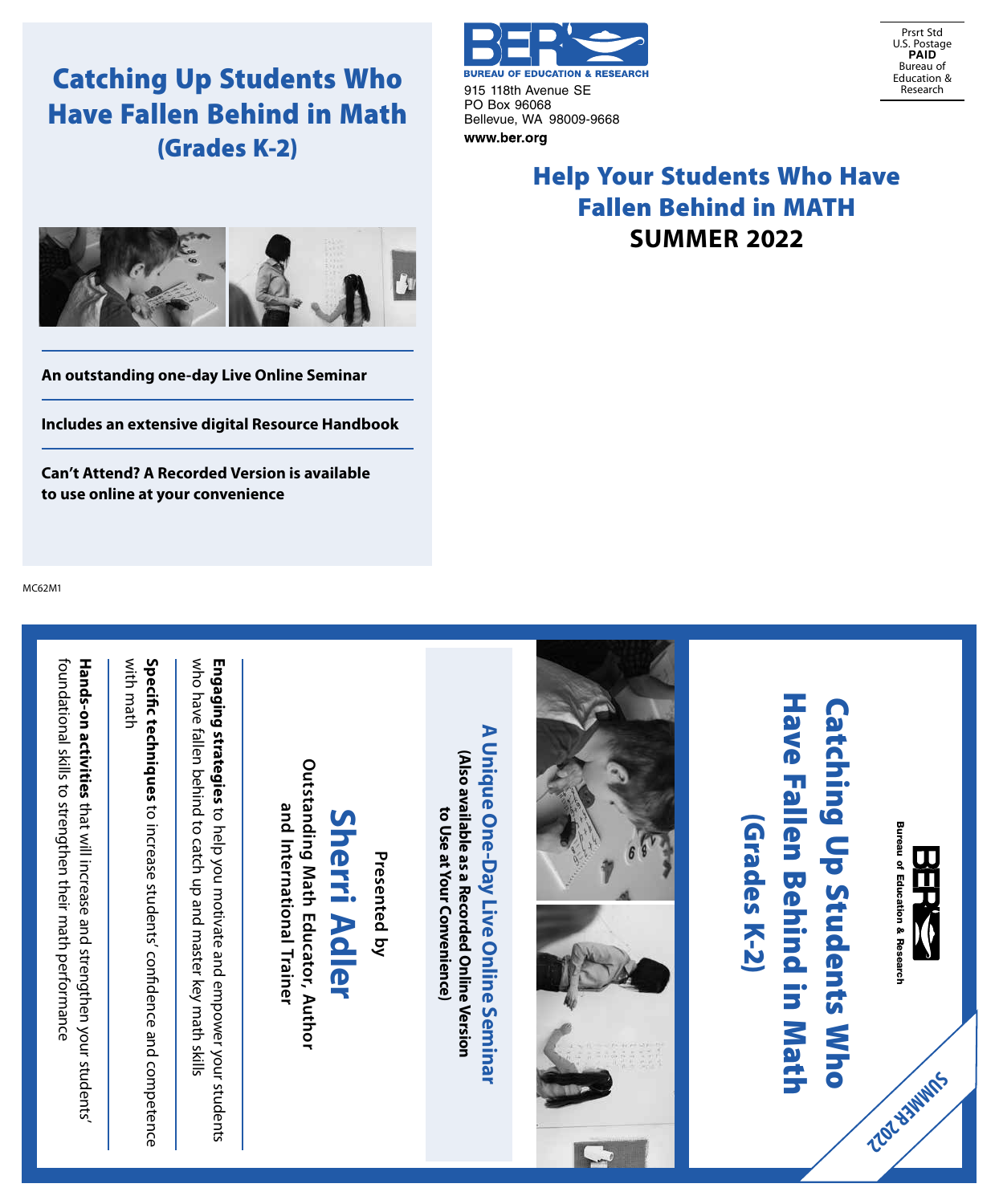# Catching Up Students Who Have Fallen Behind in Math (Grades K-2)

**An outstanding one-day Live Online Seminar**

**Includes an extensive digital Resource Handbook**

**Can't Attend? A Recorded Version is available to use online at your convenience**

MC62M1

BER
BUREAU OF EDUCATION & RESEARCH
915 118th Avenue SE
PO Box 96068
Bellevue, WA 98009-9668
**www.ber.org**

Prsrt Std
U.S. Postage
**PAID**
Bureau of Education & Research

## Help Your Students Who Have Fallen Behind in MATH
## SUMMER 2022

BER
Bureau of Education & Research

# Catching Up Students Who Have Fallen Behind in Math (Grades K-2)

SUMMER 2022

**A Unique One-Day Live Online Seminar**
**(Also available as a Recorded Online Version to Use at Your Convenience)**

Presented by
## Sherri Adler
**Outstanding Math Educator, Author and International Trainer**

**Engaging strategies** to help you motivate and empower your students who have fallen behind to catch up and master key math skills

**Specific techniques** to increase students' confidence and competence with math

**Hands-on activities** that will increase and strengthen your students' foundational skills to strengthen their math performance